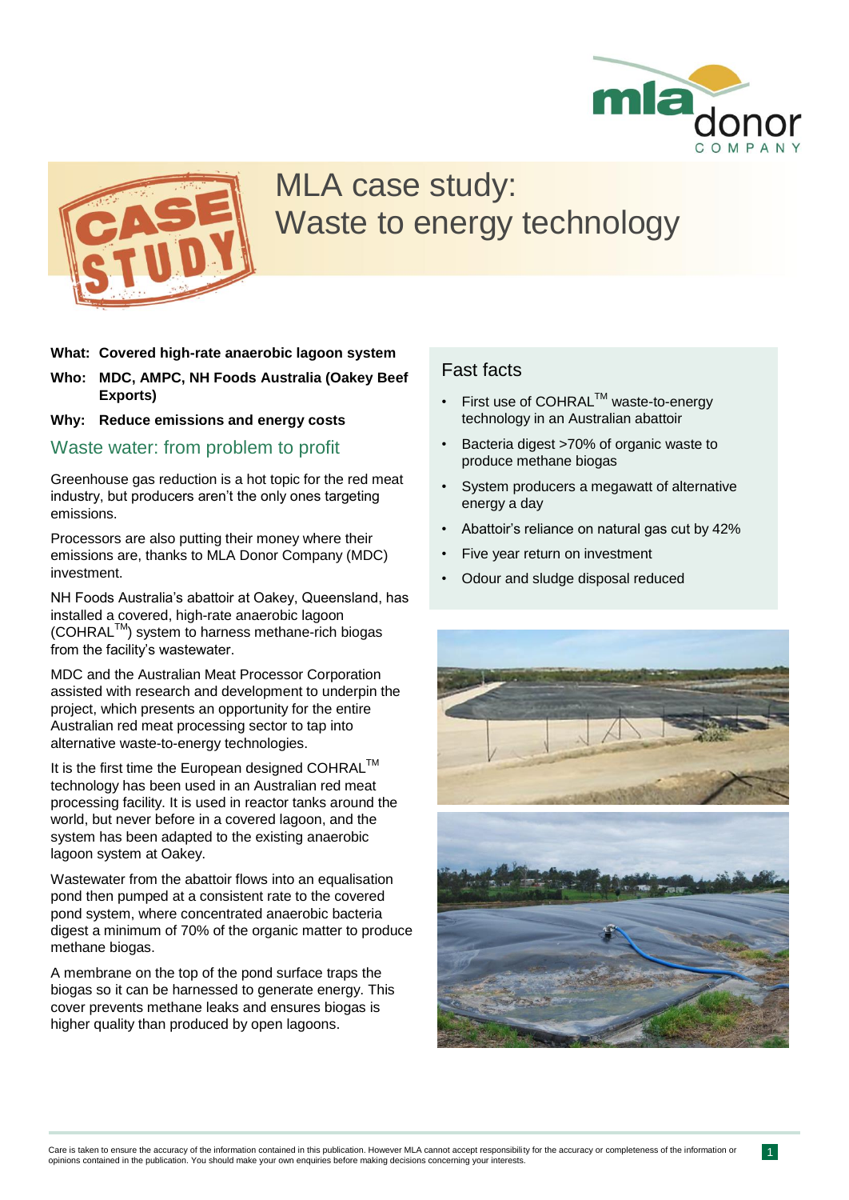# MLA case study: Waste to energy technology

**What: Covered high-rate anaerobic lagoon system**

**Who: MDC, AMPC, NH Foods Australia (Oakey Beef Exports)**

**Why: Reduce emissions and energy costs**

## Waste water: from problem to profit

Greenhouse gas reduction is a hot topic for the red meat industry, but producers aren't the only ones targeting emissions.

Processors are also putting their money where their emissions are, thanks to MLA Donor Company (MDC) investment.

NH Foods Australia's abattoir at Oakey, Queensland, has installed a covered, high-rate anaerobic lagoon (COHRAL™) system to harness methane-rich biogas from the facility's wastewater.

MDC and the Australian Meat Processor Corporation assisted with research and development to underpin the project, which presents an opportunity for the entire Australian red meat processing sector to tap into alternative waste-to-energy technologies.

It is the first time the European designed COHRAL™ technology has been used in an Australian red meat processing facility. It is used in reactor tanks around the world, but never before in a covered lagoon, and the system has been adapted to the existing anaerobic lagoon system at Oakey.

Wastewater from the abattoir flows into an equalisation pond then pumped at a consistent rate to the covered pond system, where concentrated anaerobic bacteria digest a minimum of 70% of the organic matter to produce methane biogas.

A membrane on the top of the pond surface traps the biogas so it can be harnessed to generate energy. This cover prevents methane leaks and ensures biogas is higher quality than produced by open lagoons.

## Fast facts

- First use of COHRAL™ waste-to-energy technology in an Australian abattoir
- Bacteria digest >70% of organic waste to produce methane biogas
- System producers a megawatt of alternative energy a day
- Abattoir's reliance on natural gas cut by 42%
- Five year return on investment
- Odour and sludge disposal reduced

Care is taken to ensure the accuracy of the information contained in this publication. However MLA cannot accept responsibility for the accuracy or completeness of the information or opinions contained in the publication. You should make your own enquiries before making decisions concerning your interests.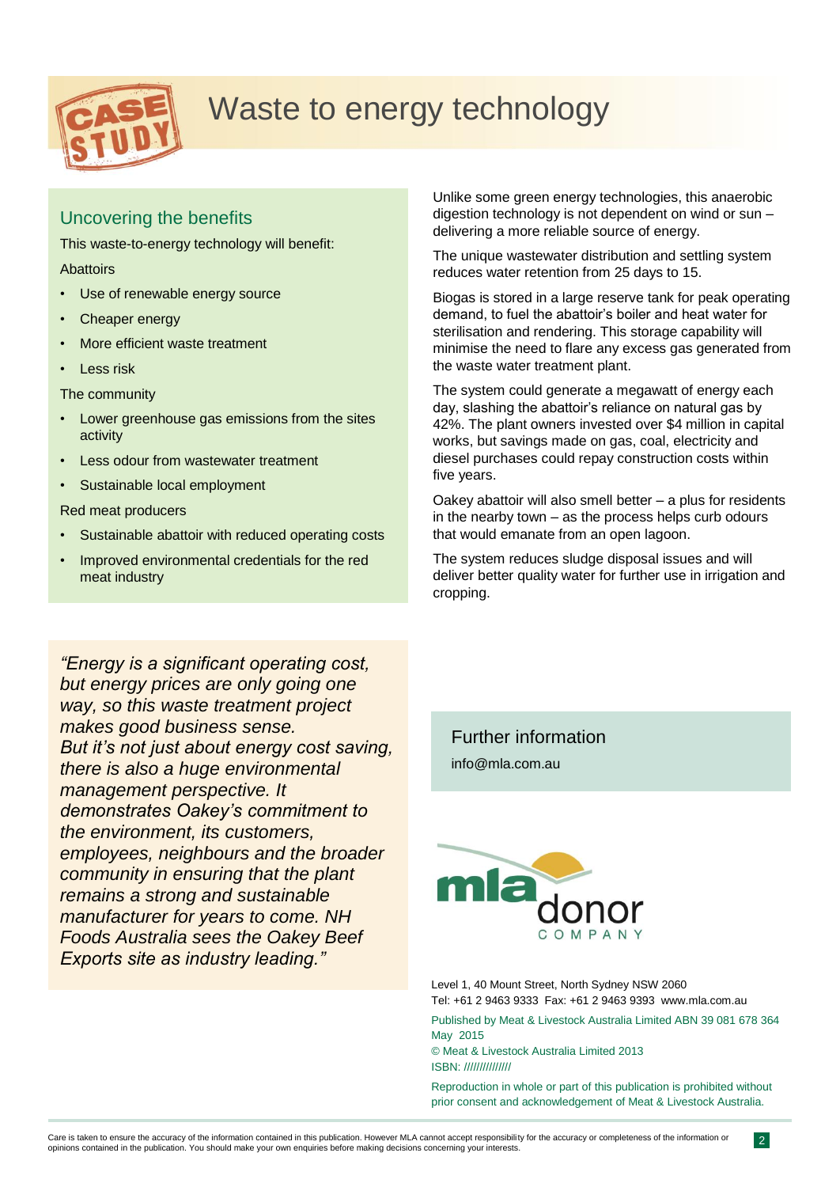# Waste to energy technology

## Uncovering the benefits

This waste-to-energy technology will benefit:

Abattoirs

- Use of renewable energy source
- Cheaper energy
- More efficient waste treatment
- Less risk

The community

- Lower greenhouse gas emissions from the sites activity
- Less odour from wastewater treatment
- Sustainable local employment

Red meat producers

- Sustainable abattoir with reduced operating costs
- Improved environmental credentials for the red meat industry

Unlike some green energy technologies, this anaerobic digestion technology is not dependent on wind or sun – delivering a more reliable source of energy.

The unique wastewater distribution and settling system reduces water retention from 25 days to 15.

Biogas is stored in a large reserve tank for peak operating demand, to fuel the abattoir's boiler and heat water for sterilisation and rendering. This storage capability will minimise the need to flare any excess gas generated from the waste water treatment plant.

The system could generate a megawatt of energy each day, slashing the abattoir's reliance on natural gas by 42%. The plant owners invested over $4 million in capital works, but savings made on gas, coal, electricity and diesel purchases could repay construction costs within five years.

Oakey abattoir will also smell better – a plus for residents in the nearby town – as the process helps curb odours that would emanate from an open lagoon.

The system reduces sludge disposal issues and will deliver better quality water for further use in irrigation and cropping.

*"Energy is a significant operating cost, but energy prices are only going one way, so this waste treatment project makes good business sense. But it's not just about energy cost saving, there is also a huge environmental management perspective. It demonstrates Oakey's commitment to the environment, its customers, employees, neighbours and the broader community in ensuring that the plant remains a strong and sustainable manufacturer for years to come. NH Foods Australia sees the Oakey Beef Exports site as industry leading."*

## Further information

info@mla.com.au

mla donor COMPANY

Level 1, 40 Mount Street, North Sydney NSW 2060
Tel: +61 2 9463 9333 Fax: +61 2 9463 9393 www.mla.com.au

Published by Meat & Livestock Australia Limited ABN 39 081 678 364
May 2015
© Meat & Livestock Australia Limited 2013
ISBN: //////////////

Reproduction in whole or part of this publication is prohibited without prior consent and acknowledgement of Meat & Livestock Australia.

Care is taken to ensure the accuracy of the information contained in this publication. However MLA cannot accept responsibility for the accuracy or completeness of the information or opinions contained in the publication. You should make your own enquiries before making decisions concerning your interests.